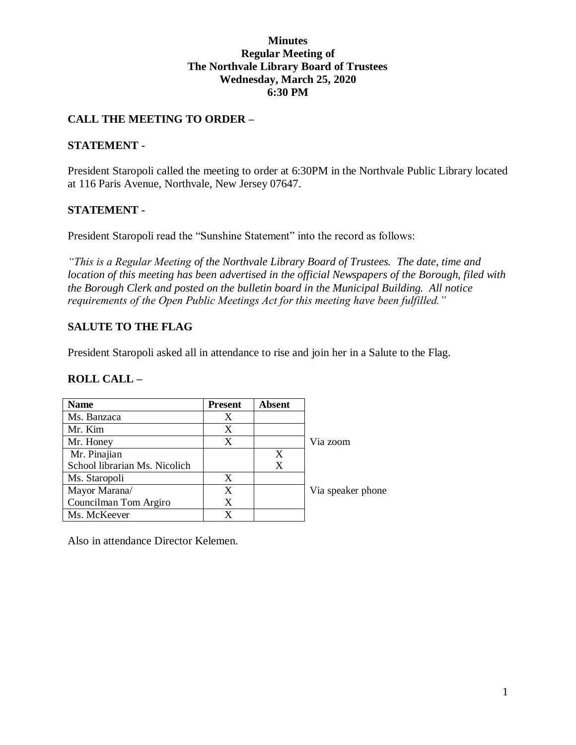# Minutes
# Regular Meeting of
# The Northvale Library Board of Trustees
# Wednesday, March 25, 2020
# 6:30 PM

## CALL THE MEETING TO ORDER –

## STATEMENT -

President Staropoli called the meeting to order at 6:30PM in the Northvale Public Library located at 116 Paris Avenue, Northvale, New Jersey 07647.

## STATEMENT -

President Staropoli read the "Sunshine Statement" into the record as follows:

*"This is a Regular Meeting of the Northvale Library Board of Trustees. The date, time and location of this meeting has been advertised in the official Newspapers of the Borough, filed with the Borough Clerk and posted on the bulletin board in the Municipal Building. All notice requirements of the Open Public Meetings Act for this meeting have been fulfilled."*

## SALUTE TO THE FLAG

President Staropoli asked all in attendance to rise and join her in a Salute to the Flag.

## ROLL CALL –

| Name | Present | Absent | |
|---|---|---|---|
| Ms. Banzaca | X | | |
| Mr. Kim | X | | |
| Mr. Honey | X | | Via zoom |
| Mr. Pinajian | | X | |
| School librarian Ms. Nicolich | | X | |
| Ms. Staropoli | X | | |
| Mayor Marana/ | X | | Via speaker phone |
| Councilman Tom Argiro | X | | |
| Ms. McKeever | X | | |

Also in attendance Director Kelemen.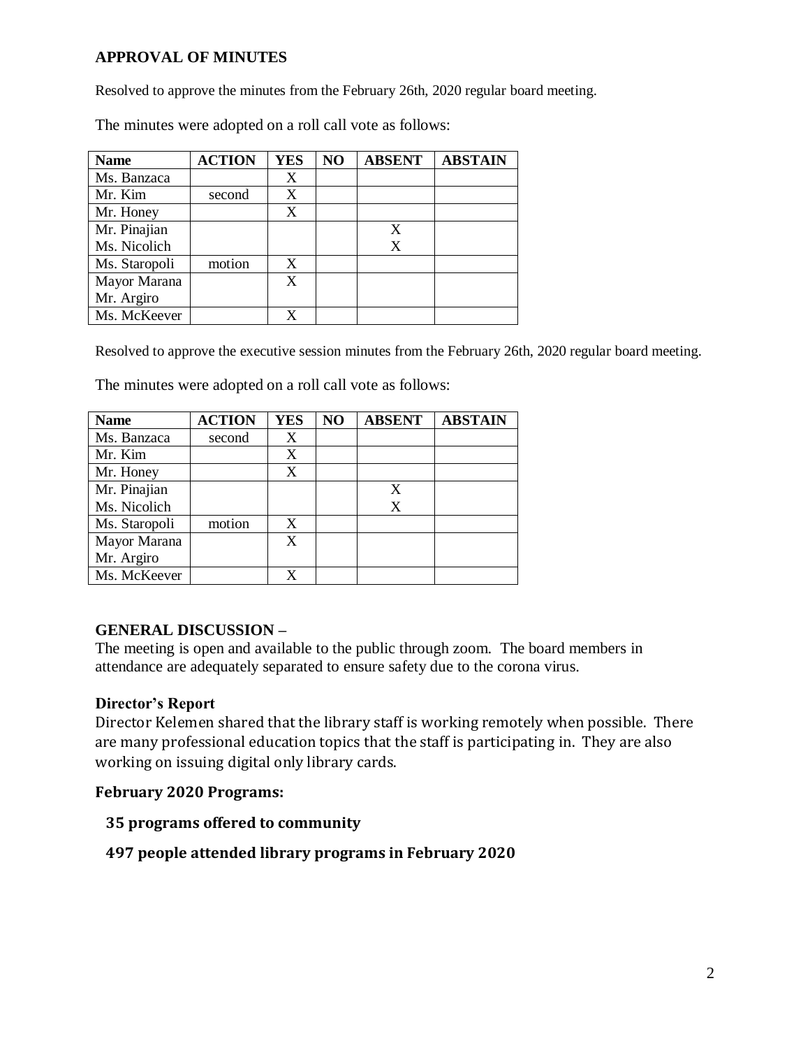## APPROVAL OF MINUTES

Resolved to approve the minutes from the February 26th, 2020 regular board meeting.

The minutes were adopted on a roll call vote as follows:

| Name | ACTION | YES | NO | ABSENT | ABSTAIN |
|---|---|---|---|---|---|
| Ms. Banzaca | | X | | | |
| Mr. Kim | second | X | | | |
| Mr. Honey | | X | | | |
| Mr. Pinajian | | | | X | |
| Ms. Nicolich | | | | X | |
| Ms. Staropoli | motion | X | | | |
| Mayor Marana | | X | | | |
| Mr. Argiro | | | | | |
| Ms. McKeever | | X | | | |

Resolved to approve the executive session minutes from the February 26th, 2020 regular board meeting.

The minutes were adopted on a roll call vote as follows:

| Name | ACTION | YES | NO | ABSENT | ABSTAIN |
|---|---|---|---|---|---|
| Ms. Banzaca | second | X | | | |
| Mr. Kim | | X | | | |
| Mr. Honey | | X | | | |
| Mr. Pinajian | | | | X | |
| Ms. Nicolich | | | | X | |
| Ms. Staropoli | motion | X | | | |
| Mayor Marana | | X | | | |
| Mr. Argiro | | | | | |
| Ms. McKeever | | X | | | |

## GENERAL DISCUSSION –

The meeting is open and available to the public through zoom. The board members in attendance are adequately separated to ensure safety due to the corona virus.

### Director's Report

Director Kelemen shared that the library staff is working remotely when possible. There are many professional education topics that the staff is participating in. They are also working on issuing digital only library cards.

### February 2020 Programs:

**35 programs offered to community**

**497 people attended library programs in February 2020**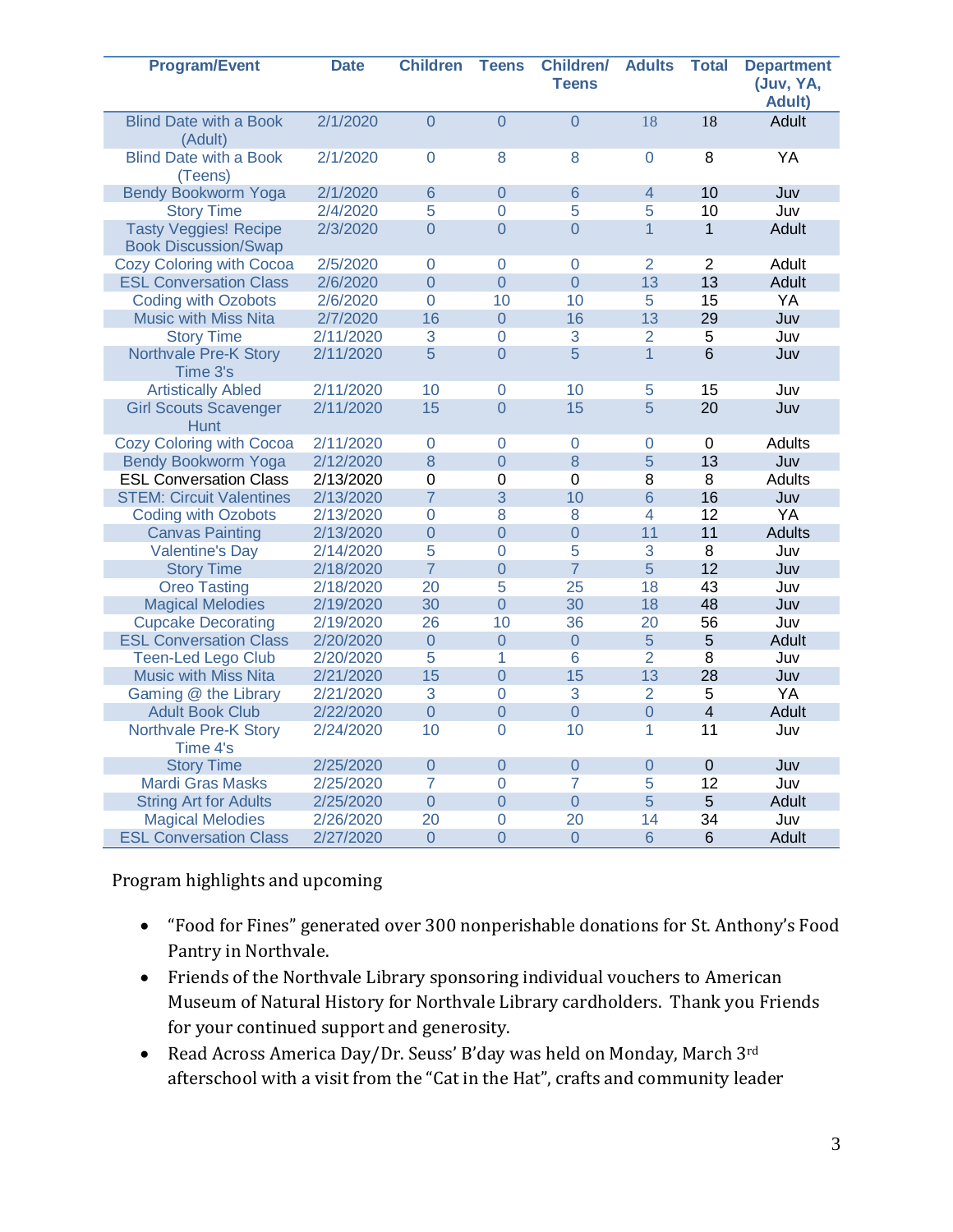| Program/Event | Date | Children | Teens | Children/ Teens | Adults | Total | Department (Juv, YA, Adult) |
|---|---|---|---|---|---|---|---|
| Blind Date with a Book (Adult) | 2/1/2020 | 0 | 0 | 0 | 18 | 18 | Adult |
| Blind Date with a Book (Teens) | 2/1/2020 | 0 | 8 | 8 | 0 | 8 | YA |
| Bendy Bookworm Yoga | 2/1/2020 | 6 | 0 | 6 | 4 | 10 | Juv |
| Story Time | 2/4/2020 | 5 | 0 | 5 | 5 | 10 | Juv |
| Tasty Veggies! Recipe Book Discussion/Swap | 2/3/2020 | 0 | 0 | 0 | 1 | 1 | Adult |
| Cozy Coloring with Cocoa | 2/5/2020 | 0 | 0 | 0 | 2 | 2 | Adult |
| ESL Conversation Class | 2/6/2020 | 0 | 0 | 0 | 13 | 13 | Adult |
| Coding with Ozobots | 2/6/2020 | 0 | 10 | 10 | 5 | 15 | YA |
| Music with Miss Nita | 2/7/2020 | 16 | 0 | 16 | 13 | 29 | Juv |
| Story Time | 2/11/2020 | 3 | 0 | 3 | 2 | 5 | Juv |
| Northvale Pre-K Story Time 3's | 2/11/2020 | 5 | 0 | 5 | 1 | 6 | Juv |
| Artistically Abled | 2/11/2020 | 10 | 0 | 10 | 5 | 15 | Juv |
| Girl Scouts Scavenger Hunt | 2/11/2020 | 15 | 0 | 15 | 5 | 20 | Juv |
| Cozy Coloring with Cocoa | 2/11/2020 | 0 | 0 | 0 | 0 | 0 | Adults |
| Bendy Bookworm Yoga | 2/12/2020 | 8 | 0 | 8 | 5 | 13 | Juv |
| ESL Conversation Class | 2/13/2020 | 0 | 0 | 0 | 8 | 8 | Adults |
| STEM: Circuit Valentines | 2/13/2020 | 7 | 3 | 10 | 6 | 16 | Juv |
| Coding with Ozobots | 2/13/2020 | 0 | 8 | 8 | 4 | 12 | YA |
| Canvas Painting | 2/13/2020 | 0 | 0 | 0 | 11 | 11 | Adults |
| Valentine's Day | 2/14/2020 | 5 | 0 | 5 | 3 | 8 | Juv |
| Story Time | 2/18/2020 | 7 | 0 | 7 | 5 | 12 | Juv |
| Oreo Tasting | 2/18/2020 | 20 | 5 | 25 | 18 | 43 | Juv |
| Magical Melodies | 2/19/2020 | 30 | 0 | 30 | 18 | 48 | Juv |
| Cupcake Decorating | 2/19/2020 | 26 | 10 | 36 | 20 | 56 | Juv |
| ESL Conversation Class | 2/20/2020 | 0 | 0 | 0 | 5 | 5 | Adult |
| Teen-Led Lego Club | 2/20/2020 | 5 | 1 | 6 | 2 | 8 | Juv |
| Music with Miss Nita | 2/21/2020 | 15 | 0 | 15 | 13 | 28 | Juv |
| Gaming @ the Library | 2/21/2020 | 3 | 0 | 3 | 2 | 5 | YA |
| Adult Book Club | 2/22/2020 | 0 | 0 | 0 | 0 | 4 | Adult |
| Northvale Pre-K Story Time 4's | 2/24/2020 | 10 | 0 | 10 | 1 | 11 | Juv |
| Story Time | 2/25/2020 | 0 | 0 | 0 | 0 | 0 | Juv |
| Mardi Gras Masks | 2/25/2020 | 7 | 0 | 7 | 5 | 12 | Juv |
| String Art for Adults | 2/25/2020 | 0 | 0 | 0 | 5 | 5 | Adult |
| Magical Melodies | 2/26/2020 | 20 | 0 | 20 | 14 | 34 | Juv |
| ESL Conversation Class | 2/27/2020 | 0 | 0 | 0 | 6 | 6 | Adult |

Program highlights and upcoming

- "Food for Fines" generated over 300 nonperishable donations for St. Anthony's Food Pantry in Northvale.
- Friends of the Northvale Library sponsoring individual vouchers to American Museum of Natural History for Northvale Library cardholders. Thank you Friends for your continued support and generosity.
- Read Across America Day/Dr. Seuss' B'day was held on Monday, March 3rd afterschool with a visit from the "Cat in the Hat", crafts and community leader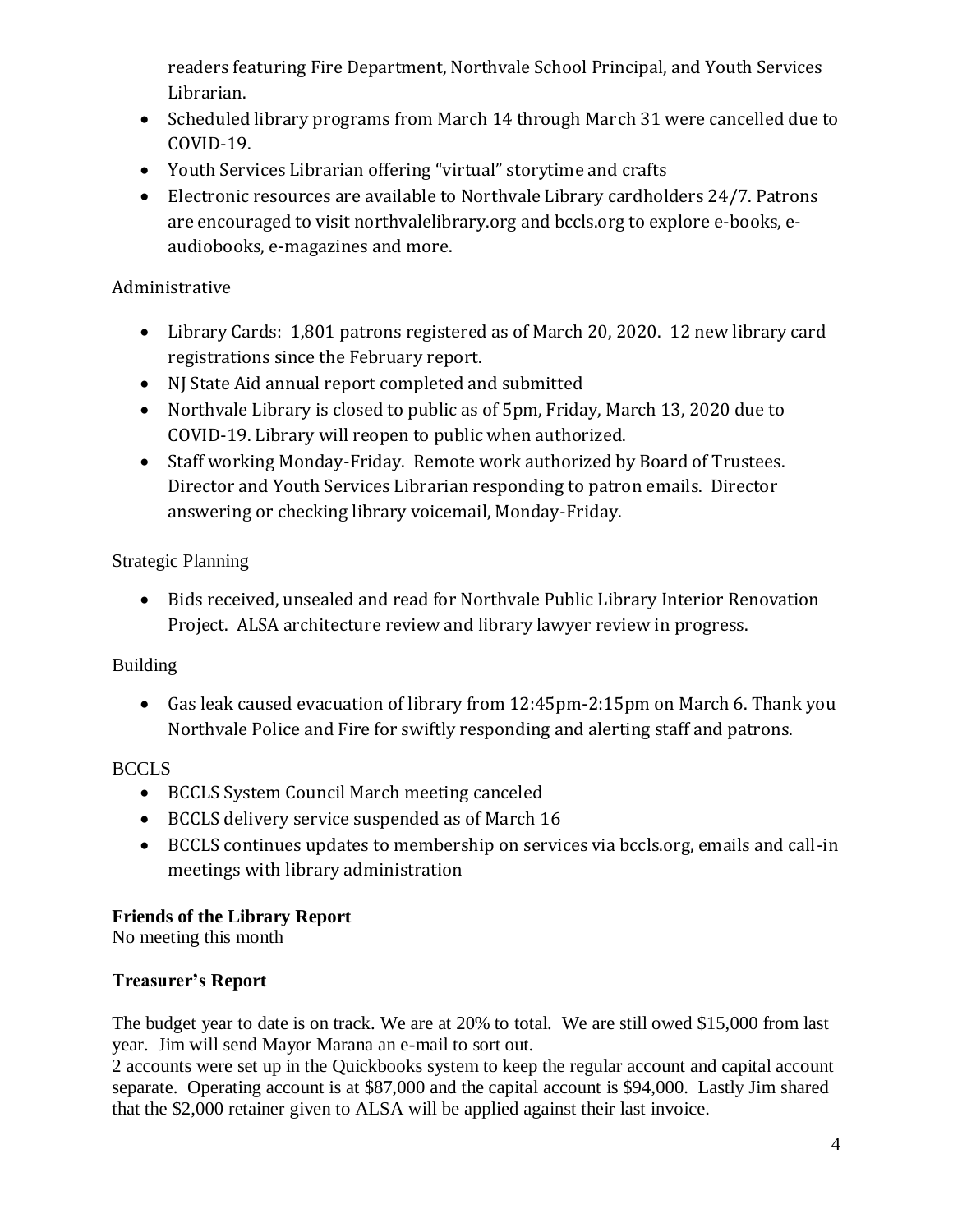readers featuring Fire Department, Northvale School Principal, and Youth Services Librarian.

- Scheduled library programs from March 14 through March 31 were cancelled due to COVID-19.
- Youth Services Librarian offering "virtual" storytime and crafts
- Electronic resources are available to Northvale Library cardholders 24/7. Patrons are encouraged to visit northvalelibrary.org and bccls.org to explore e-books, e-audiobooks, e-magazines and more.

Administrative

- Library Cards: 1,801 patrons registered as of March 20, 2020. 12 new library card registrations since the February report.
- NJ State Aid annual report completed and submitted
- Northvale Library is closed to public as of 5pm, Friday, March 13, 2020 due to COVID-19. Library will reopen to public when authorized.
- Staff working Monday-Friday. Remote work authorized by Board of Trustees. Director and Youth Services Librarian responding to patron emails. Director answering or checking library voicemail, Monday-Friday.

Strategic Planning

- Bids received, unsealed and read for Northvale Public Library Interior Renovation Project. ALSA architecture review and library lawyer review in progress.

Building

- Gas leak caused evacuation of library from 12:45pm-2:15pm on March 6. Thank you Northvale Police and Fire for swiftly responding and alerting staff and patrons.

BCCLS

- BCCLS System Council March meeting canceled
- BCCLS delivery service suspended as of March 16
- BCCLS continues updates to membership on services via bccls.org, emails and call-in meetings with library administration

**Friends of the Library Report**

No meeting this month

**Treasurer's Report**

The budget year to date is on track. We are at 20% to total. We are still owed $15,000 from last year. Jim will send Mayor Marana an e-mail to sort out.

2 accounts were set up in the Quickbooks system to keep the regular account and capital account separate. Operating account is at $87,000 and the capital account is $94,000. Lastly Jim shared that the $2,000 retainer given to ALSA will be applied against their last invoice.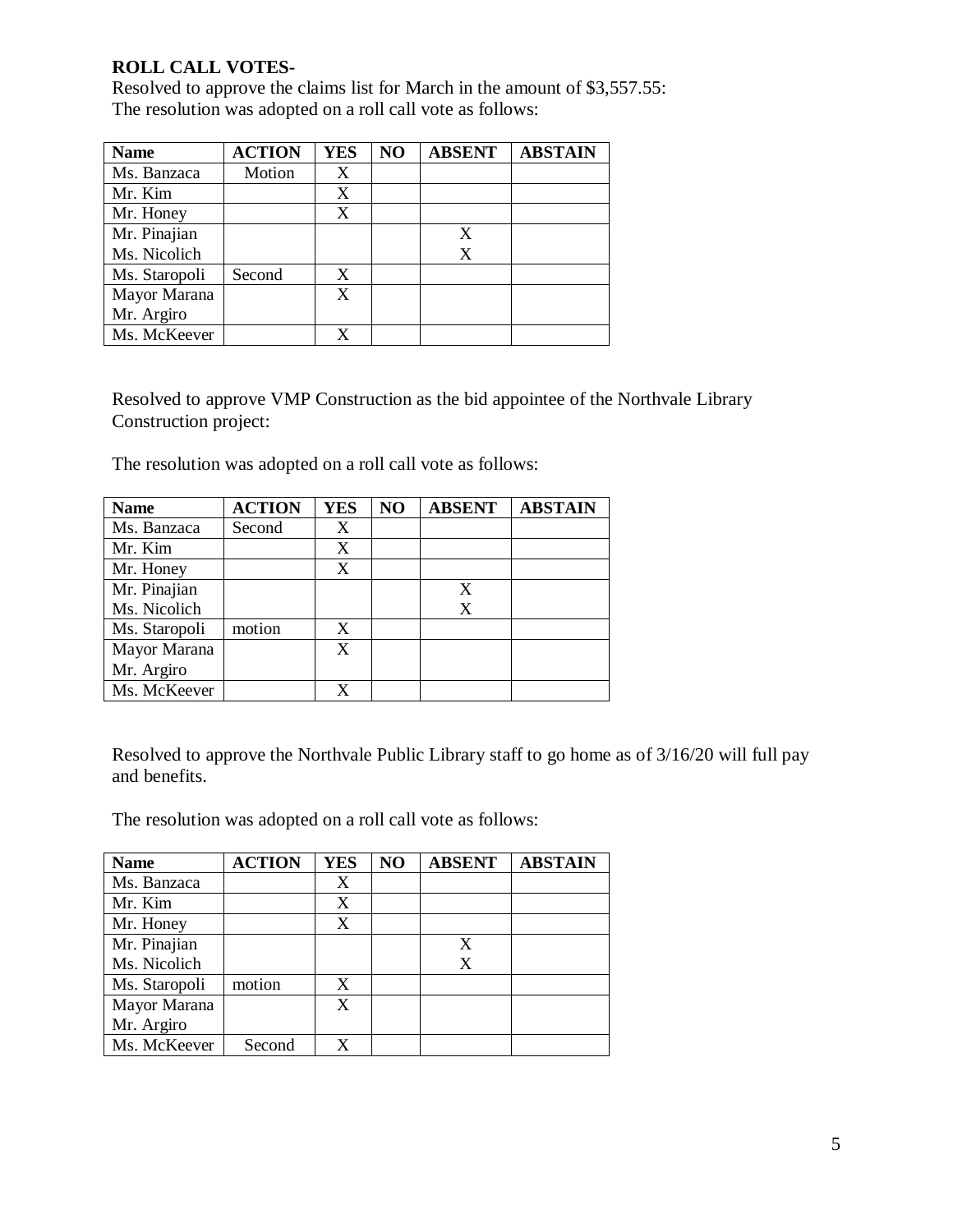**ROLL CALL VOTES-**

Resolved to approve the claims list for March in the amount of $3,557.55:
The resolution was adopted on a roll call vote as follows:

| Name | ACTION | YES | NO | ABSENT | ABSTAIN |
|---|---|---|---|---|---|
| Ms. Banzaca | Motion | X | | | |
| Mr. Kim | | X | | | |
| Mr. Honey | | X | | | |
| Mr. Pinajian<br>Ms. Nicolich | | | | X<br>X | |
| Ms. Staropoli | Second | X | | | |
| Mayor Marana<br>Mr. Argiro | | X | | | |
| Ms. McKeever | | X | | | |

Resolved to approve VMP Construction as the bid appointee of the Northvale Library Construction project:

The resolution was adopted on a roll call vote as follows:

| Name | ACTION | YES | NO | ABSENT | ABSTAIN |
|---|---|---|---|---|---|
| Ms. Banzaca | Second | X | | | |
| Mr. Kim | | X | | | |
| Mr. Honey | | X | | | |
| Mr. Pinajian<br>Ms. Nicolich | | | | X<br>X | |
| Ms. Staropoli | motion | X | | | |
| Mayor Marana<br>Mr. Argiro | | X | | | |
| Ms. McKeever | | X | | | |

Resolved to approve the Northvale Public Library staff to go home as of 3/16/20 will full pay and benefits.

The resolution was adopted on a roll call vote as follows:

| Name | ACTION | YES | NO | ABSENT | ABSTAIN |
|---|---|---|---|---|---|
| Ms. Banzaca | | X | | | |
| Mr. Kim | | X | | | |
| Mr. Honey | | X | | | |
| Mr. Pinajian<br>Ms. Nicolich | | | | X<br>X | |
| Ms. Staropoli | motion | X | | | |
| Mayor Marana<br>Mr. Argiro | | X | | | |
| Ms. McKeever | Second | X | | | |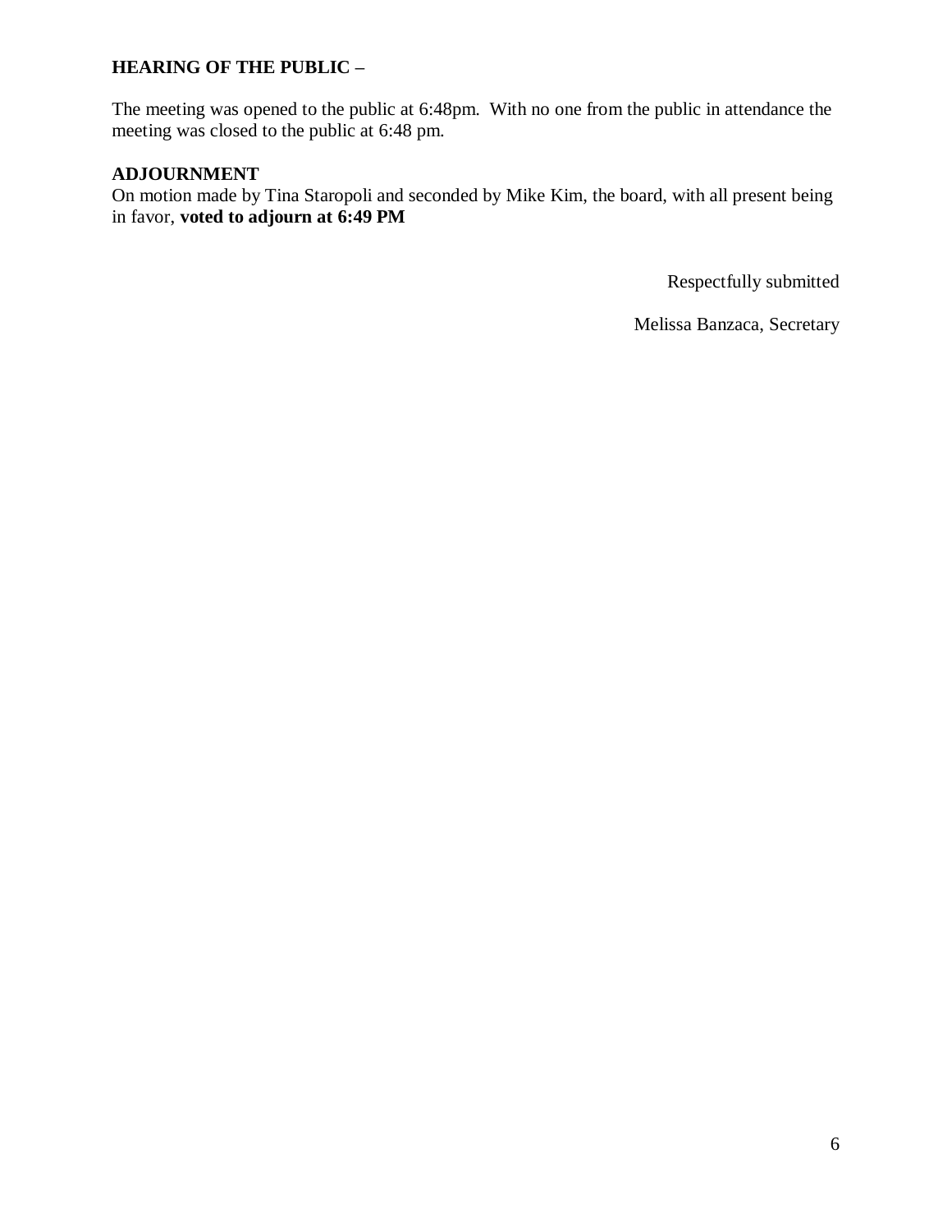**HEARING OF THE PUBLIC –**

The meeting was opened to the public at 6:48pm. With no one from the public in attendance the meeting was closed to the public at 6:48 pm.

**ADJOURNMENT**

On motion made by Tina Staropoli and seconded by Mike Kim, the board, with all present being in favor, **voted to adjourn at 6:49 PM**

Respectfully submitted

Melissa Banzaca, Secretary